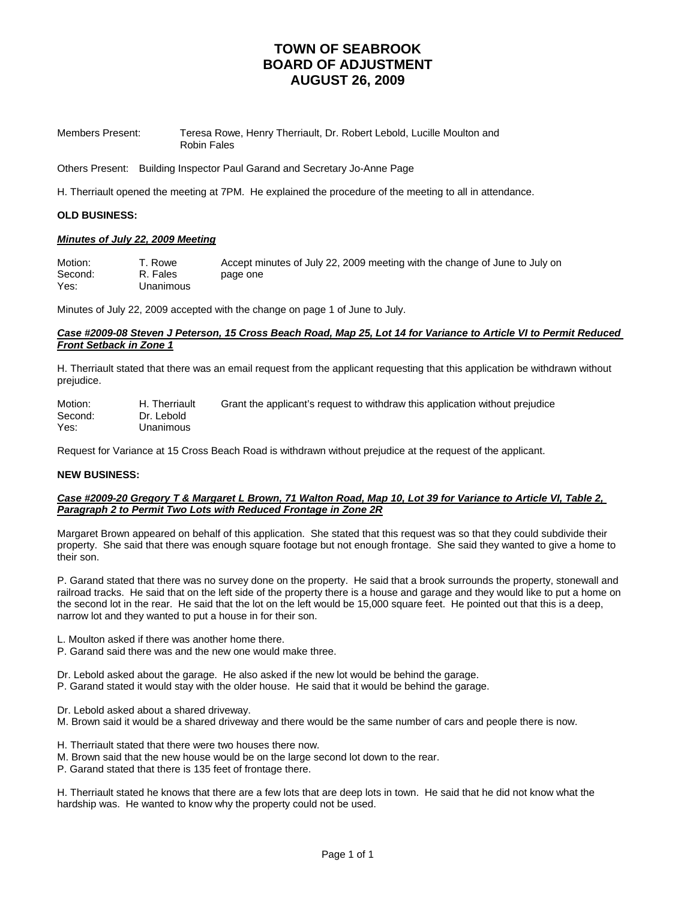# TOWN OF SEABROOK
# BOARD OF ADJUSTMENT
# AUGUST 26, 2009

Members Present: Teresa Rowe, Henry Therriault, Dr. Robert Lebold, Lucille Moulton and Robin Fales

Others Present: Building Inspector Paul Garand and Secretary Jo-Anne Page

H. Therriault opened the meeting at 7PM. He explained the procedure of the meeting to all in attendance.

**OLD BUSINESS:**

***Minutes of July 22, 2009 Meeting***

| | | |
|---|---|---|
| Motion: | T. Rowe | Accept minutes of July 22, 2009 meeting with the change of June to July on page one |
| Second: | R. Fales | |
| Yes: | Unanimous | |

Minutes of July 22, 2009 accepted with the change on page 1 of June to July.

***Case #2009-08 Steven J Peterson, 15 Cross Beach Road, Map 25, Lot 14 for Variance to Article VI to Permit Reduced Front Setback in Zone 1***

H. Therriault stated that there was an email request from the applicant requesting that this application be withdrawn without prejudice.

| | | |
|---|---|---|
| Motion: | H. Therriault | Grant the applicant's request to withdraw this application without prejudice |
| Second: | Dr. Lebold | |
| Yes: | Unanimous | |

Request for Variance at 15 Cross Beach Road is withdrawn without prejudice at the request of the applicant.

**NEW BUSINESS:**

***Case #2009-20 Gregory T & Margaret L Brown, 71 Walton Road, Map 10, Lot 39 for Variance to Article VI, Table 2, Paragraph 2 to Permit Two Lots with Reduced Frontage in Zone 2R***

Margaret Brown appeared on behalf of this application. She stated that this request was so that they could subdivide their property. She said that there was enough square footage but not enough frontage. She said they wanted to give a home to their son.

P. Garand stated that there was no survey done on the property. He said that a brook surrounds the property, stonewall and railroad tracks. He said that on the left side of the property there is a house and garage and they would like to put a home on the second lot in the rear. He said that the lot on the left would be 15,000 square feet. He pointed out that this is a deep, narrow lot and they wanted to put a house in for their son.

L. Moulton asked if there was another home there.
P. Garand said there was and the new one would make three.

Dr. Lebold asked about the garage. He also asked if the new lot would be behind the garage.
P. Garand stated it would stay with the older house. He said that it would be behind the garage.

Dr. Lebold asked about a shared driveway.
M. Brown said it would be a shared driveway and there would be the same number of cars and people there is now.

H. Therriault stated that there were two houses there now.
M. Brown said that the new house would be on the large second lot down to the rear.
P. Garand stated that there is 135 feet of frontage there.

H. Therriault stated he knows that there are a few lots that are deep lots in town. He said that he did not know what the hardship was. He wanted to know why the property could not be used.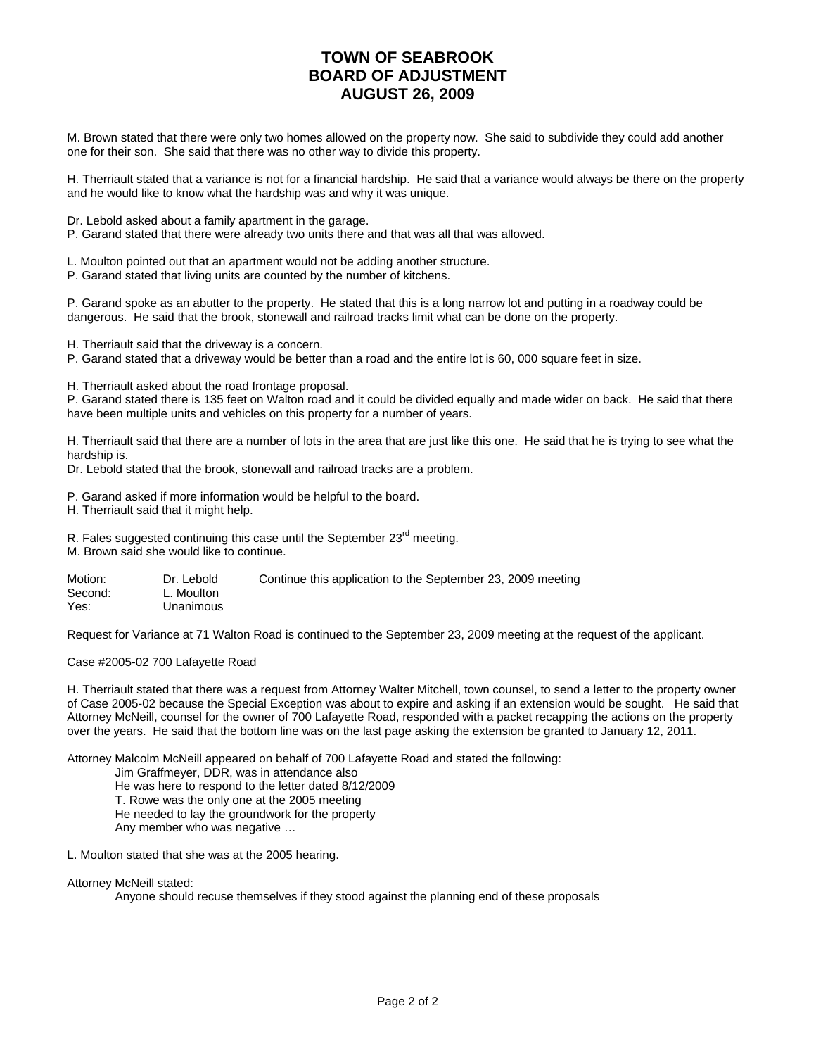# TOWN OF SEABROOK
# BOARD OF ADJUSTMENT
# AUGUST 26, 2009

M. Brown stated that there were only two homes allowed on the property now. She said to subdivide they could add another one for their son. She said that there was no other way to divide this property.

H. Therriault stated that a variance is not for a financial hardship. He said that a variance would always be there on the property and he would like to know what the hardship was and why it was unique.

Dr. Lebold asked about a family apartment in the garage.
P. Garand stated that there were already two units there and that was all that was allowed.

L. Moulton pointed out that an apartment would not be adding another structure.
P. Garand stated that living units are counted by the number of kitchens.

P. Garand spoke as an abutter to the property. He stated that this is a long narrow lot and putting in a roadway could be dangerous. He said that the brook, stonewall and railroad tracks limit what can be done on the property.

H. Therriault said that the driveway is a concern.
P. Garand stated that a driveway would be better than a road and the entire lot is 60, 000 square feet in size.

H. Therriault asked about the road frontage proposal.
P. Garand stated there is 135 feet on Walton road and it could be divided equally and made wider on back. He said that there have been multiple units and vehicles on this property for a number of years.

H. Therriault said that there are a number of lots in the area that are just like this one. He said that he is trying to see what the hardship is.
Dr. Lebold stated that the brook, stonewall and railroad tracks are a problem.

P. Garand asked if more information would be helpful to the board.
H. Therriault said that it might help.

R. Fales suggested continuing this case until the September 23rd meeting.
M. Brown said she would like to continue.

| | | |
|---|---|---|
| Motion: | Dr. Lebold | Continue this application to the September 23, 2009 meeting |
| Second: | L. Moulton | |
| Yes: | Unanimous | |

Request for Variance at 71 Walton Road is continued to the September 23, 2009 meeting at the request of the applicant.

Case #2005-02 700 Lafayette Road

H. Therriault stated that there was a request from Attorney Walter Mitchell, town counsel, to send a letter to the property owner of Case 2005-02 because the Special Exception was about to expire and asking if an extension would be sought. He said that Attorney McNeill, counsel for the owner of 700 Lafayette Road, responded with a packet recapping the actions on the property over the years. He said that the bottom line was on the last page asking the extension be granted to January 12, 2011.

Attorney Malcolm McNeill appeared on behalf of 700 Lafayette Road and stated the following:

Jim Graffmeyer, DDR, was in attendance also
He was here to respond to the letter dated 8/12/2009
T. Rowe was the only one at the 2005 meeting
He needed to lay the groundwork for the property
Any member who was negative …

L. Moulton stated that she was at the 2005 hearing.

Attorney McNeill stated:

Anyone should recuse themselves if they stood against the planning end of these proposals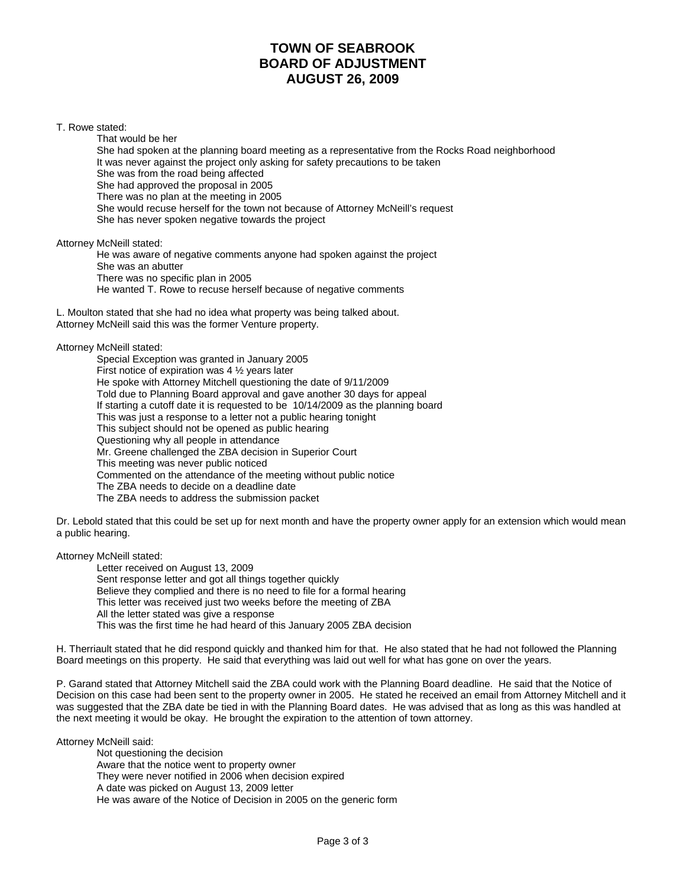# TOWN OF SEABROOK
# BOARD OF ADJUSTMENT
# AUGUST 26, 2009

T. Rowe stated:

- That would be her
- She had spoken at the planning board meeting as a representative from the Rocks Road neighborhood
- It was never against the project only asking for safety precautions to be taken
- She was from the road being affected
- She had approved the proposal in 2005
- There was no plan at the meeting in 2005
- She would recuse herself for the town not because of Attorney McNeill's request
- She has never spoken negative towards the project

Attorney McNeill stated:

- He was aware of negative comments anyone had spoken against the project
- She was an abutter
- There was no specific plan in 2005
- He wanted T. Rowe to recuse herself because of negative comments

L. Moulton stated that she had no idea what property was being talked about.
Attorney McNeill said this was the former Venture property.

Attorney McNeill stated:

- Special Exception was granted in January 2005
- First notice of expiration was 4 ½ years later
- He spoke with Attorney Mitchell questioning the date of 9/11/2009
- Told due to Planning Board approval and gave another 30 days for appeal
- If starting a cutoff date it is requested to be 10/14/2009 as the planning board
- This was just a response to a letter not a public hearing tonight
- This subject should not be opened as public hearing
- Questioning why all people in attendance
- Mr. Greene challenged the ZBA decision in Superior Court
- This meeting was never public noticed
- Commented on the attendance of the meeting without public notice
- The ZBA needs to decide on a deadline date
- The ZBA needs to address the submission packet

Dr. Lebold stated that this could be set up for next month and have the property owner apply for an extension which would mean a public hearing.

Attorney McNeill stated:

- Letter received on August 13, 2009
- Sent response letter and got all things together quickly
- Believe they complied and there is no need to file for a formal hearing
- This letter was received just two weeks before the meeting of ZBA
- All the letter stated was give a response
- This was the first time he had heard of this January 2005 ZBA decision

H. Therriault stated that he did respond quickly and thanked him for that. He also stated that he had not followed the Planning Board meetings on this property. He said that everything was laid out well for what has gone on over the years.

P. Garand stated that Attorney Mitchell said the ZBA could work with the Planning Board deadline. He said that the Notice of Decision on this case had been sent to the property owner in 2005. He stated he received an email from Attorney Mitchell and it was suggested that the ZBA date be tied in with the Planning Board dates. He was advised that as long as this was handled at the next meeting it would be okay. He brought the expiration to the attention of town attorney.

Attorney McNeill said:

- Not questioning the decision
- Aware that the notice went to property owner
- They were never notified in 2006 when decision expired
- A date was picked on August 13, 2009 letter
- He was aware of the Notice of Decision in 2005 on the generic form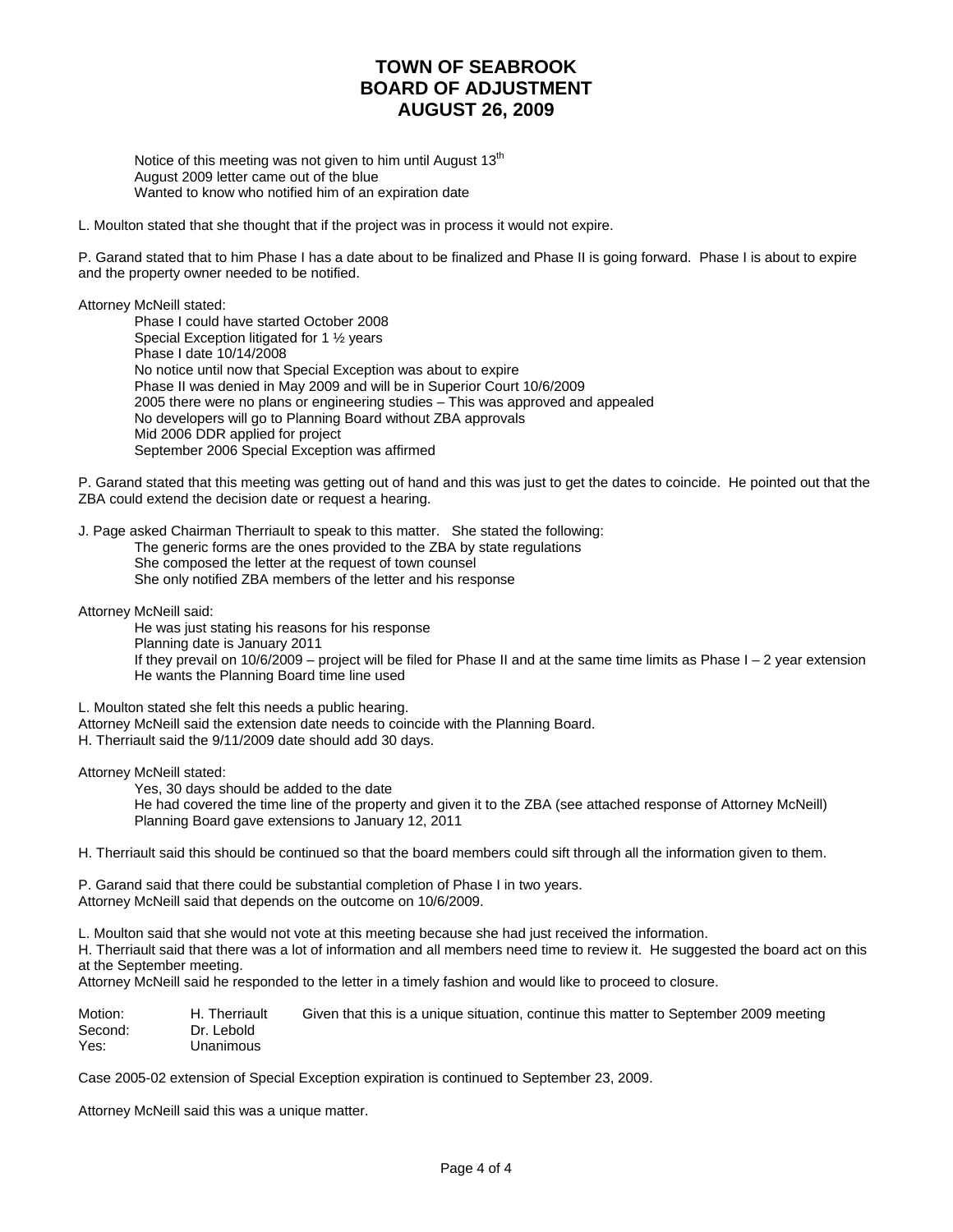# TOWN OF SEABROOK
# BOARD OF ADJUSTMENT
# AUGUST 26, 2009

Notice of this meeting was not given to him until August 13th
August 2009 letter came out of the blue
Wanted to know who notified him of an expiration date

L. Moulton stated that she thought that if the project was in process it would not expire.

P. Garand stated that to him Phase I has a date about to be finalized and Phase II is going forward. Phase I is about to expire and the property owner needed to be notified.

Attorney McNeill stated:

Phase I could have started October 2008
Special Exception litigated for 1 ½ years
Phase I date 10/14/2008
No notice until now that Special Exception was about to expire
Phase II was denied in May 2009 and will be in Superior Court 10/6/2009
2005 there were no plans or engineering studies – This was approved and appealed
No developers will go to Planning Board without ZBA approvals
Mid 2006 DDR applied for project
September 2006 Special Exception was affirmed

P. Garand stated that this meeting was getting out of hand and this was just to get the dates to coincide. He pointed out that the ZBA could extend the decision date or request a hearing.

J. Page asked Chairman Therriault to speak to this matter. She stated the following:

The generic forms are the ones provided to the ZBA by state regulations
She composed the letter at the request of town counsel
She only notified ZBA members of the letter and his response

Attorney McNeill said:

He was just stating his reasons for his response
Planning date is January 2011
If they prevail on 10/6/2009 – project will be filed for Phase II and at the same time limits as Phase I – 2 year extension
He wants the Planning Board time line used

L. Moulton stated she felt this needs a public hearing.
Attorney McNeill said the extension date needs to coincide with the Planning Board.
H. Therriault said the 9/11/2009 date should add 30 days.

Attorney McNeill stated:

Yes, 30 days should be added to the date
He had covered the time line of the property and given it to the ZBA (see attached response of Attorney McNeill)
Planning Board gave extensions to January 12, 2011

H. Therriault said this should be continued so that the board members could sift through all the information given to them.

P. Garand said that there could be substantial completion of Phase I in two years.
Attorney McNeill said that depends on the outcome on 10/6/2009.

L. Moulton said that she would not vote at this meeting because she had just received the information.
H. Therriault said that there was a lot of information and all members need time to review it. He suggested the board act on this at the September meeting.
Attorney McNeill said he responded to the letter in a timely fashion and would like to proceed to closure.

| | | |
|---|---|---|
| Motion: | H. Therriault | Given that this is a unique situation, continue this matter to September 2009 meeting |
| Second: | Dr. Lebold | |
| Yes: | Unanimous | |

Case 2005-02 extension of Special Exception expiration is continued to September 23, 2009.

Attorney McNeill said this was a unique matter.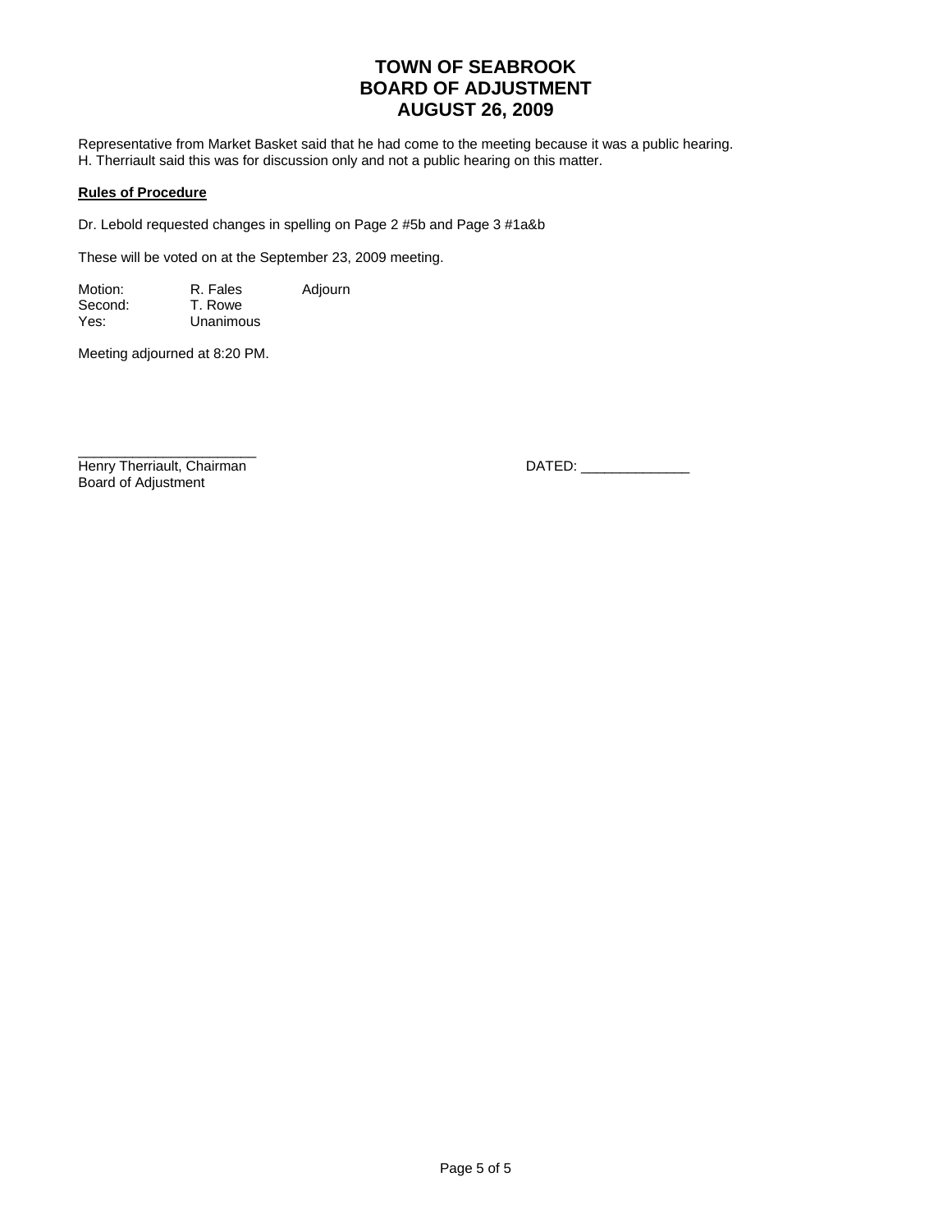# TOWN OF SEABROOK
# BOARD OF ADJUSTMENT
# AUGUST 26, 2009

Representative from Market Basket said that he had come to the meeting because it was a public hearing. H. Therriault said this was for discussion only and not a public hearing on this matter.

**Rules of Procedure**

Dr. Lebold requested changes in spelling on Page 2 #5b and Page 3 #1a&b

These will be voted on at the September 23, 2009 meeting.

| | | |
|---|---|---|
| Motion: | R. Fales | Adjourn |
| Second: | T. Rowe | |
| Yes: | Unanimous | |

Meeting adjourned at 8:20 PM.

_______________________
Henry Therriault, Chairman
Board of Adjustment

DATED: ______________